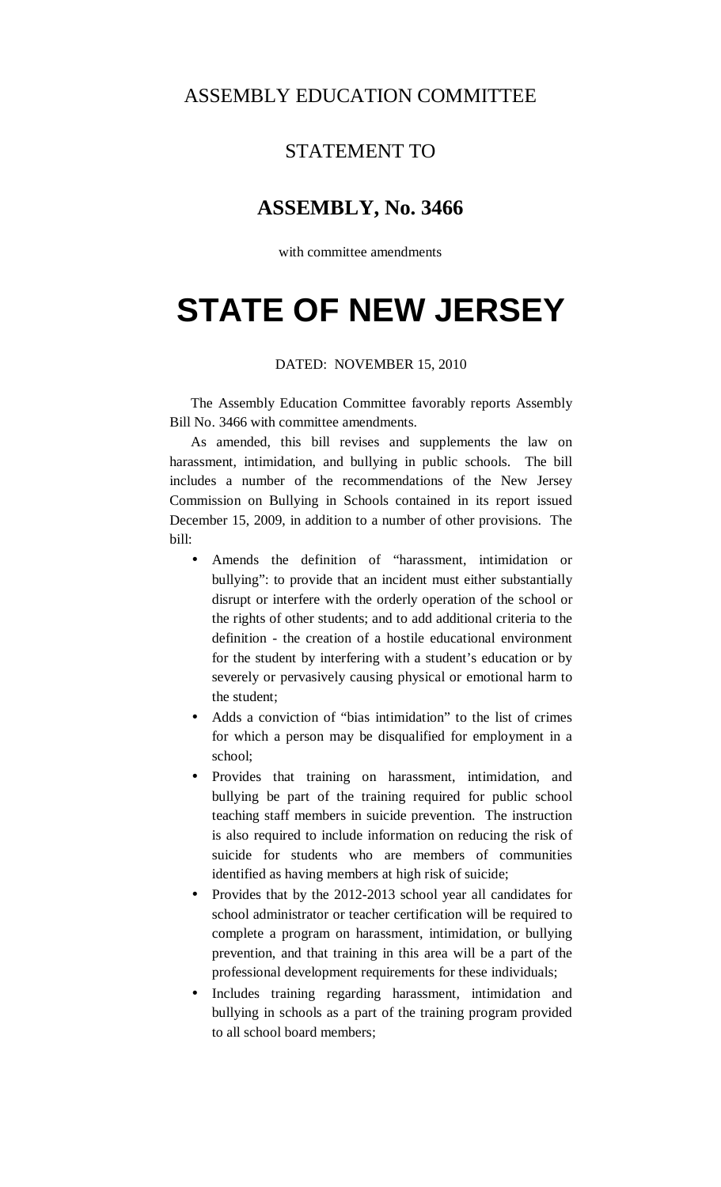ASSEMBLY EDUCATION COMMITTEE

STATEMENT TO

# ASSEMBLY, No. 3466

with committee amendments

# STATE OF NEW JERSEY

DATED: NOVEMBER 15, 2010

The Assembly Education Committee favorably reports Assembly Bill No. 3466 with committee amendments.

As amended, this bill revises and supplements the law on harassment, intimidation, and bullying in public schools. The bill includes a number of the recommendations of the New Jersey Commission on Bullying in Schools contained in its report issued December 15, 2009, in addition to a number of other provisions. The bill:

- Amends the definition of "harassment, intimidation or bullying": to provide that an incident must either substantially disrupt or interfere with the orderly operation of the school or the rights of other students; and to add additional criteria to the definition - the creation of a hostile educational environment for the student by interfering with a student's education or by severely or pervasively causing physical or emotional harm to the student;
- Adds a conviction of "bias intimidation" to the list of crimes for which a person may be disqualified for employment in a school;
- Provides that training on harassment, intimidation, and bullying be part of the training required for public school teaching staff members in suicide prevention. The instruction is also required to include information on reducing the risk of suicide for students who are members of communities identified as having members at high risk of suicide;
- Provides that by the 2012-2013 school year all candidates for school administrator or teacher certification will be required to complete a program on harassment, intimidation, or bullying prevention, and that training in this area will be a part of the professional development requirements for these individuals;
- Includes training regarding harassment, intimidation and bullying in schools as a part of the training program provided to all school board members;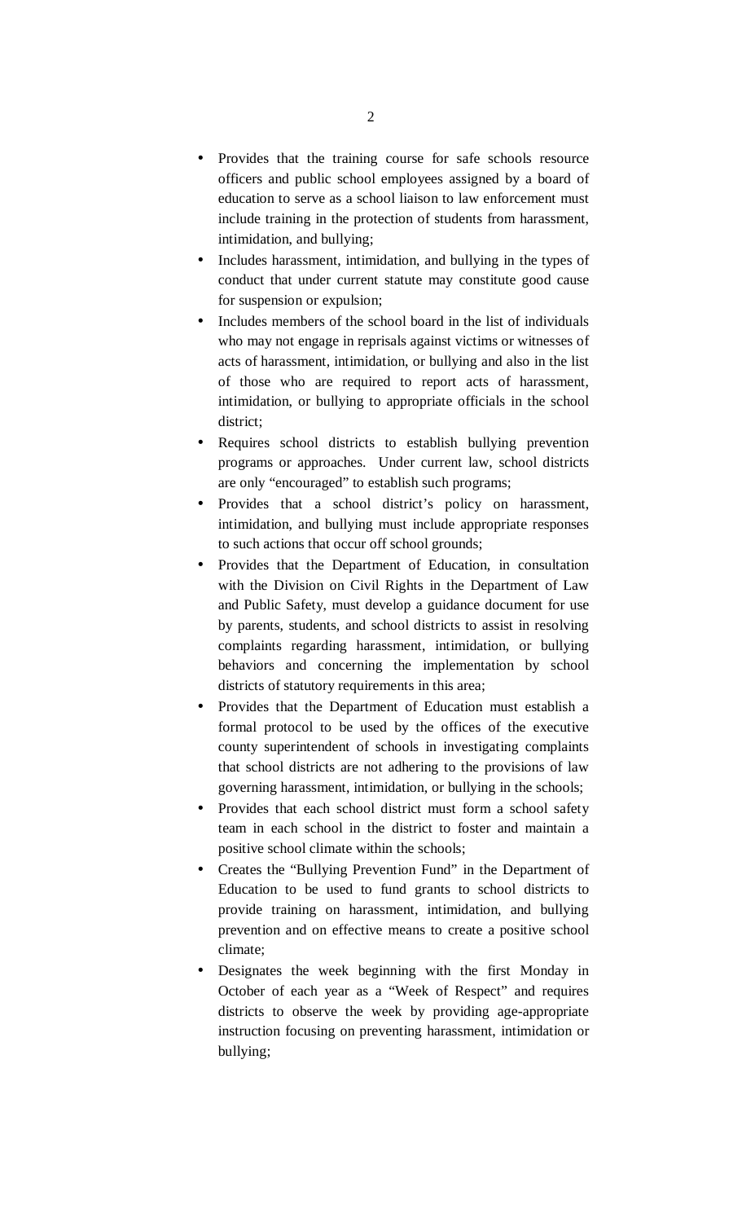- Provides that the training course for safe schools resource officers and public school employees assigned by a board of education to serve as a school liaison to law enforcement must include training in the protection of students from harassment, intimidation, and bullying;
- Includes harassment, intimidation, and bullying in the types of conduct that under current statute may constitute good cause for suspension or expulsion;
- Includes members of the school board in the list of individuals who may not engage in reprisals against victims or witnesses of acts of harassment, intimidation, or bullying and also in the list of those who are required to report acts of harassment, intimidation, or bullying to appropriate officials in the school district;
- Requires school districts to establish bullying prevention programs or approaches. Under current law, school districts are only "encouraged" to establish such programs;
- Provides that a school district's policy on harassment, intimidation, and bullying must include appropriate responses to such actions that occur off school grounds;
- Provides that the Department of Education, in consultation with the Division on Civil Rights in the Department of Law and Public Safety, must develop a guidance document for use by parents, students, and school districts to assist in resolving complaints regarding harassment, intimidation, or bullying behaviors and concerning the implementation by school districts of statutory requirements in this area;
- Provides that the Department of Education must establish a formal protocol to be used by the offices of the executive county superintendent of schools in investigating complaints that school districts are not adhering to the provisions of law governing harassment, intimidation, or bullying in the schools;
- Provides that each school district must form a school safety team in each school in the district to foster and maintain a positive school climate within the schools;
- Creates the "Bullying Prevention Fund" in the Department of Education to be used to fund grants to school districts to provide training on harassment, intimidation, and bullying prevention and on effective means to create a positive school climate;
- Designates the week beginning with the first Monday in October of each year as a "Week of Respect" and requires districts to observe the week by providing age-appropriate instruction focusing on preventing harassment, intimidation or bullying;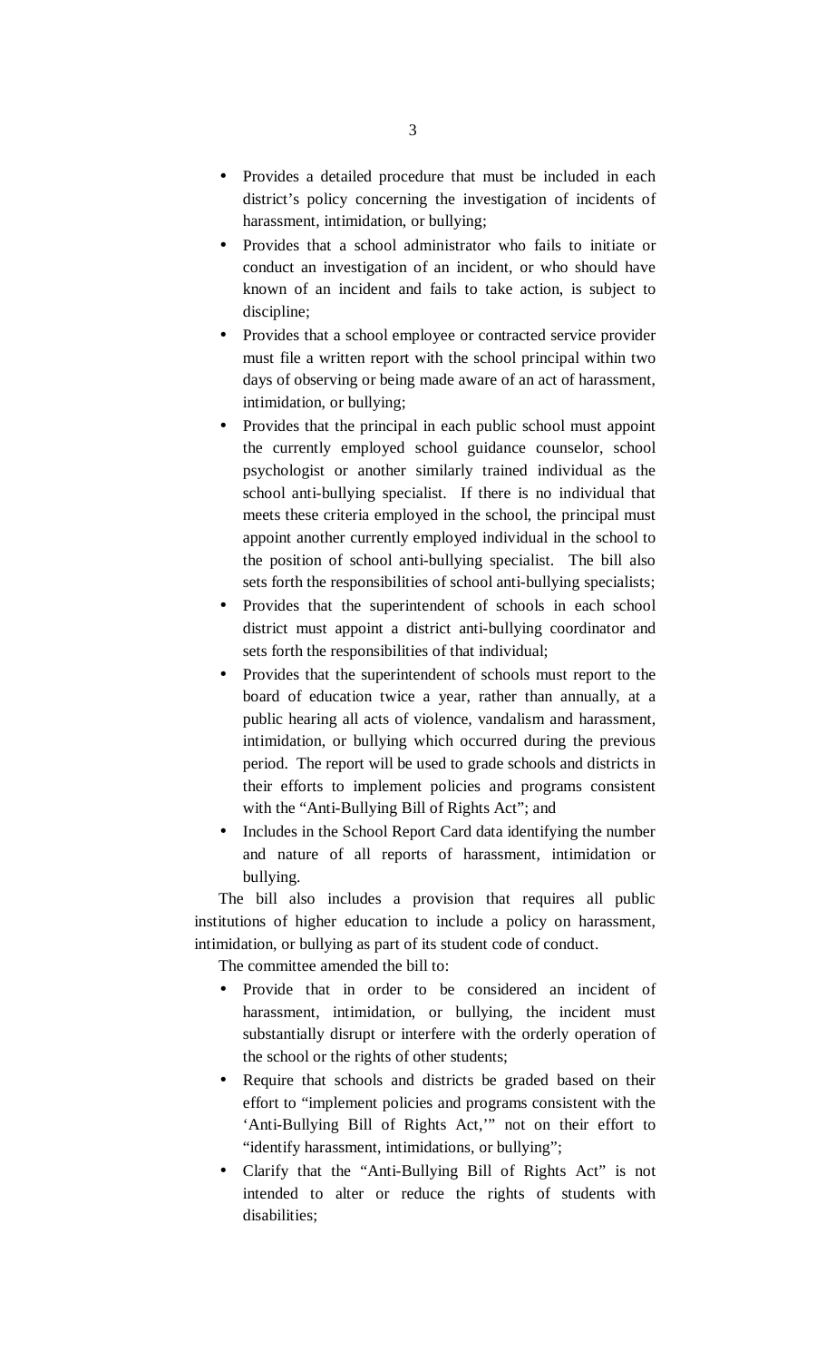- Provides a detailed procedure that must be included in each district's policy concerning the investigation of incidents of harassment, intimidation, or bullying;
- Provides that a school administrator who fails to initiate or conduct an investigation of an incident, or who should have known of an incident and fails to take action, is subject to discipline;
- Provides that a school employee or contracted service provider must file a written report with the school principal within two days of observing or being made aware of an act of harassment, intimidation, or bullying;
- Provides that the principal in each public school must appoint the currently employed school guidance counselor, school psychologist or another similarly trained individual as the school anti-bullying specialist. If there is no individual that meets these criteria employed in the school, the principal must appoint another currently employed individual in the school to the position of school anti-bullying specialist. The bill also sets forth the responsibilities of school anti-bullying specialists;
- Provides that the superintendent of schools in each school district must appoint a district anti-bullying coordinator and sets forth the responsibilities of that individual;
- Provides that the superintendent of schools must report to the board of education twice a year, rather than annually, at a public hearing all acts of violence, vandalism and harassment, intimidation, or bullying which occurred during the previous period. The report will be used to grade schools and districts in their efforts to implement policies and programs consistent with the "Anti-Bullying Bill of Rights Act"; and
- Includes in the School Report Card data identifying the number and nature of all reports of harassment, intimidation or bullying.

The bill also includes a provision that requires all public institutions of higher education to include a policy on harassment, intimidation, or bullying as part of its student code of conduct.

The committee amended the bill to:

- Provide that in order to be considered an incident of harassment, intimidation, or bullying, the incident must substantially disrupt or interfere with the orderly operation of the school or the rights of other students;
- Require that schools and districts be graded based on their effort to "implement policies and programs consistent with the 'Anti-Bullying Bill of Rights Act,'" not on their effort to "identify harassment, intimidations, or bullying";
- Clarify that the "Anti-Bullying Bill of Rights Act" is not intended to alter or reduce the rights of students with disabilities;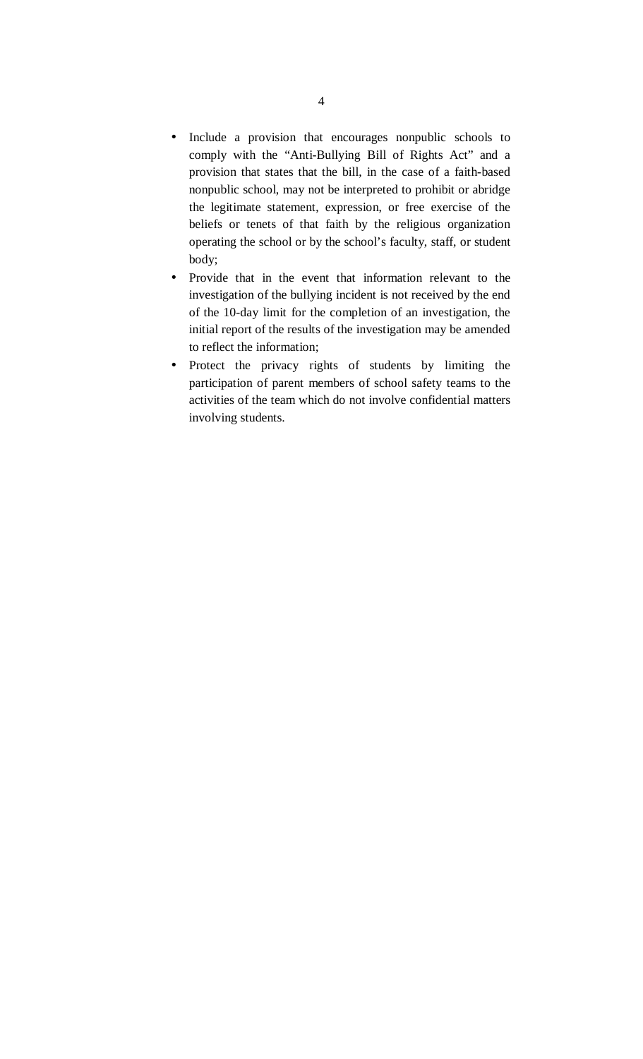- Include a provision that encourages nonpublic schools to comply with the "Anti-Bullying Bill of Rights Act" and a provision that states that the bill, in the case of a faith-based nonpublic school, may not be interpreted to prohibit or abridge the legitimate statement, expression, or free exercise of the beliefs or tenets of that faith by the religious organization operating the school or by the school's faculty, staff, or student body;
- Provide that in the event that information relevant to the investigation of the bullying incident is not received by the end of the 10-day limit for the completion of an investigation, the initial report of the results of the investigation may be amended to reflect the information;
- Protect the privacy rights of students by limiting the participation of parent members of school safety teams to the activities of the team which do not involve confidential matters involving students.